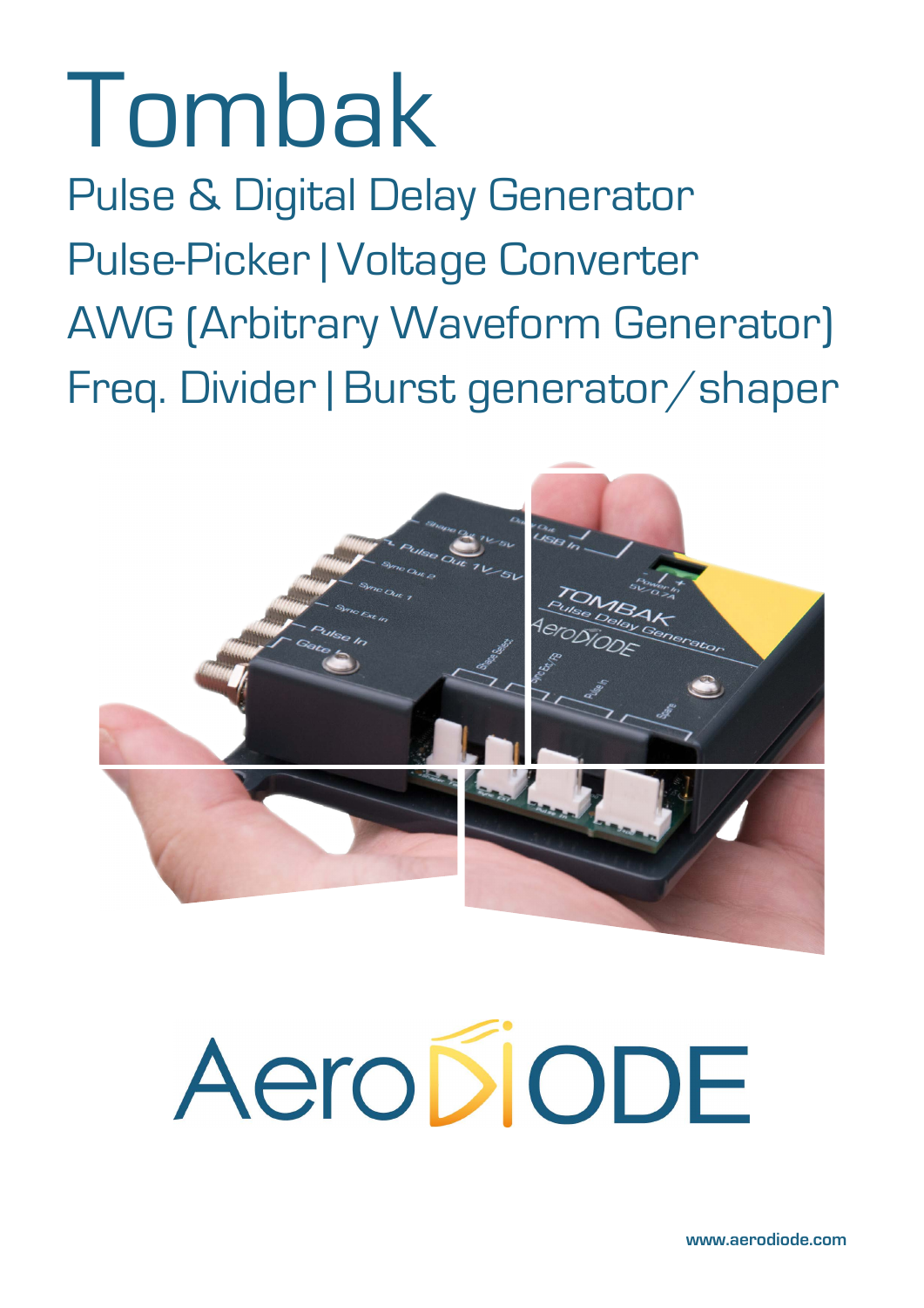# Tombak

## Pulse & Digital Delay Generator

## Pulse-Picker | Voltage Converter

## AWG (Arbitrary Waveform Generator)

## Freq. Divider | Burst generator/shaper

AeroDIODE

www.aerodiode.com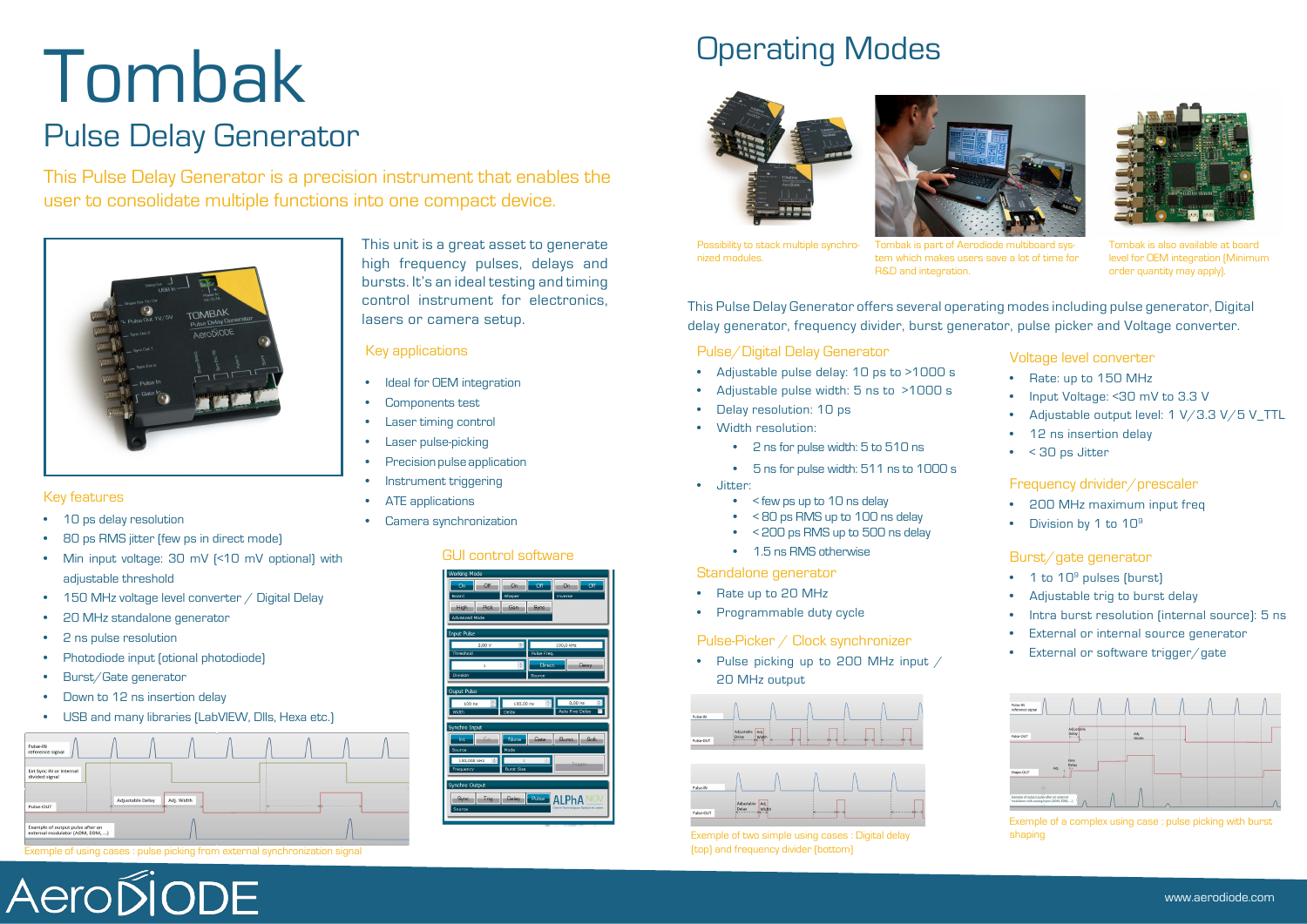# Tombak

## Pulse Delay Generator

This Pulse Delay Generator is a precision instrument that enables the user to consolidate multiple functions into one compact device.

This unit is a great asset to generate high frequency pulses, delays and bursts. It's an ideal testing and timing control instrument for electronics, lasers or camera setup.

### Key applications

- Ideal for OEM integration
- Components test
- Laser timing control
- Laser pulse-picking
- Precision pulse application
- Instrument triggering
- ATE applications
- Camera synchronization

### Key features

- 10 ps delay resolution
- 80 ps RMS jitter (few ps in direct mode)
- Min input voltage: 30 mV (<10 mV optional) with adjustable threshold
- 150 MHz voltage level converter / Digital Delay
- 20 MHz standalone generator
- 2 ns pulse resolution
- Photodiode input (otional photodiode)
- Burst/Gate generator
- Down to 12 ns insertion delay
- USB and many libraries (LabVIEW, Dlls, Hexa etc.)

Exemple of using cases : pulse picking from external synchronization signal

### GUI control software

## Operating Modes

Possibility to stack multiple synchronized modules.

Tombak is part of Aerodiode multiboard system which makes users save a lot of time for R&D and integration.

Tombak is also available at board level for OEM integration (Minimum order quantity may apply).

This Pulse Delay Generator offers several operating modes including pulse generator, Digital delay generator, frequency divider, burst generator, pulse picker and Voltage converter.

### Pulse/Digital Delay Generator

- Adjustable pulse delay: 10 ps to >1000 s
- Adjustable pulse width: 5 ns to >1000 s
- Delay resolution: 10 ps
- Width resolution:
  - 2 ns for pulse width: 5 to 510 ns
  - 5 ns for pulse width: 511 ns to 1000 s
- Jitter:
  - < few ps up to 10 ns delay
  - < 80 ps RMS up to 100 ns delay
  - < 200 ps RMS up to 500 ns delay
  - 1.5 ns RMS otherwise

### Standalone generator

- Rate up to 20 MHz
- Programmable duty cycle

### Pulse-Picker / Clock synchronizer

- Pulse picking up to 200 MHz input / 20 MHz output

Exemple of two simple using cases : Digital delay (top) and frequency divider (bottom)

### Voltage level converter

- Rate: up to 150 MHz
- Input Voltage: <30 mV to 3.3 V
- Adjustable output level: 1 V/3.3 V/5 V_TTL
- 12 ns insertion delay
- < 30 ps Jitter

### Frequency divider/prescaler

- 200 MHz maximum input freq
- Division by 1 to $10^9$

### Burst/gate generator

- 1 to $10^9$ pulses (burst)
- Adjustable trig to burst delay
- Intra burst resolution (internal source): 5 ns
- External or internal source generator
- External or software trigger/gate

Exemple of a complex using case : pulse picking with burst shaping

www.aerodiode.com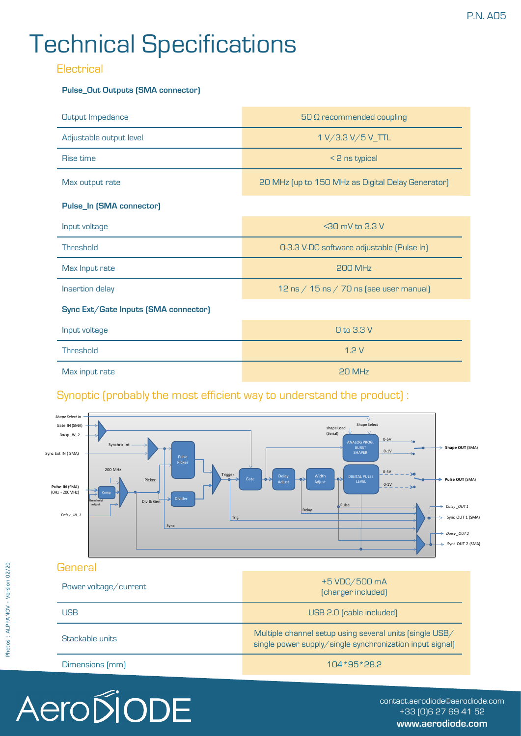P.N. A05

# Technical Specifications

## Electrical

### Pulse_Out Outputs (SMA connector)

| | |
|---|---|
| Output Impedance | 50 Ω recommended coupling |
| Adjustable output level | 1 V/3.3 V/5 V_TTL |
| Rise time | < 2 ns typical |
| Max output rate | 20 MHz (up to 150 MHz as Digital Delay Generator) |

### Pulse_In (SMA connector)

| | |
|---|---|
| Input voltage | <30 mV to 3.3 V |
| Threshold | 0-3.3 V-DC software adjustable (Pulse In) |
| Max Input rate | 200 MHz |
| Insertion delay | 12 ns / 15 ns / 70 ns (see user manual) |

### Sync Ext/Gate Inputs (SMA connector)

| | |
|---|---|
| Input voltage | 0 to 3.3 V |
| Threshold | 1.2 V |
| Max input rate | 20 MHz |

## Synoptic (probably the most efficient way to understand the product) :

Shape Select In
Gate IN (SMA)
Daisy_IN_2
Synchro Int
Sync Ext IN ( SMA)
200 MHz
Pulse IN (SMA) (0Hz - 200MHz)
Comp
Threshold adjust
Daisy_IN_1
Picker
Pulse Picker
Div & Gen
Divider
Trigger
Gate
Delay Adjust
Width Adjust
shape Load (Serial)
Shape Select
ANALOG PROG. BURST SHAPER
0-5V
0-1V
Shape OUT (SMA)
DIGITAL PULSE LEVEL
0-5V
0-1V
Pulse OUT (SMA)
Pulse
Delay
Trig
Sync
Daisy_OUT1
Sync OUT 1 (SMA)
Daisy_OUT2
Sync OUT 2 (SMA)

## General

| | |
|---|---|
| Power voltage/current | +5 VDC/500 mA (charger included) |
| USB | USB 2.0 (cable included) |
| Stackable units | Multiple channel setup using several units (single USB/ single power supply/single synchronization input signal) |
| Dimensions (mm) | 104*95*28.2 |

Photos : ALPhANOV - Version 02/20

AeroDIODE

contact.aerodiode@aerodiode.com
+33 (0)6 27 69 41 52
**www.aerodiode.com**